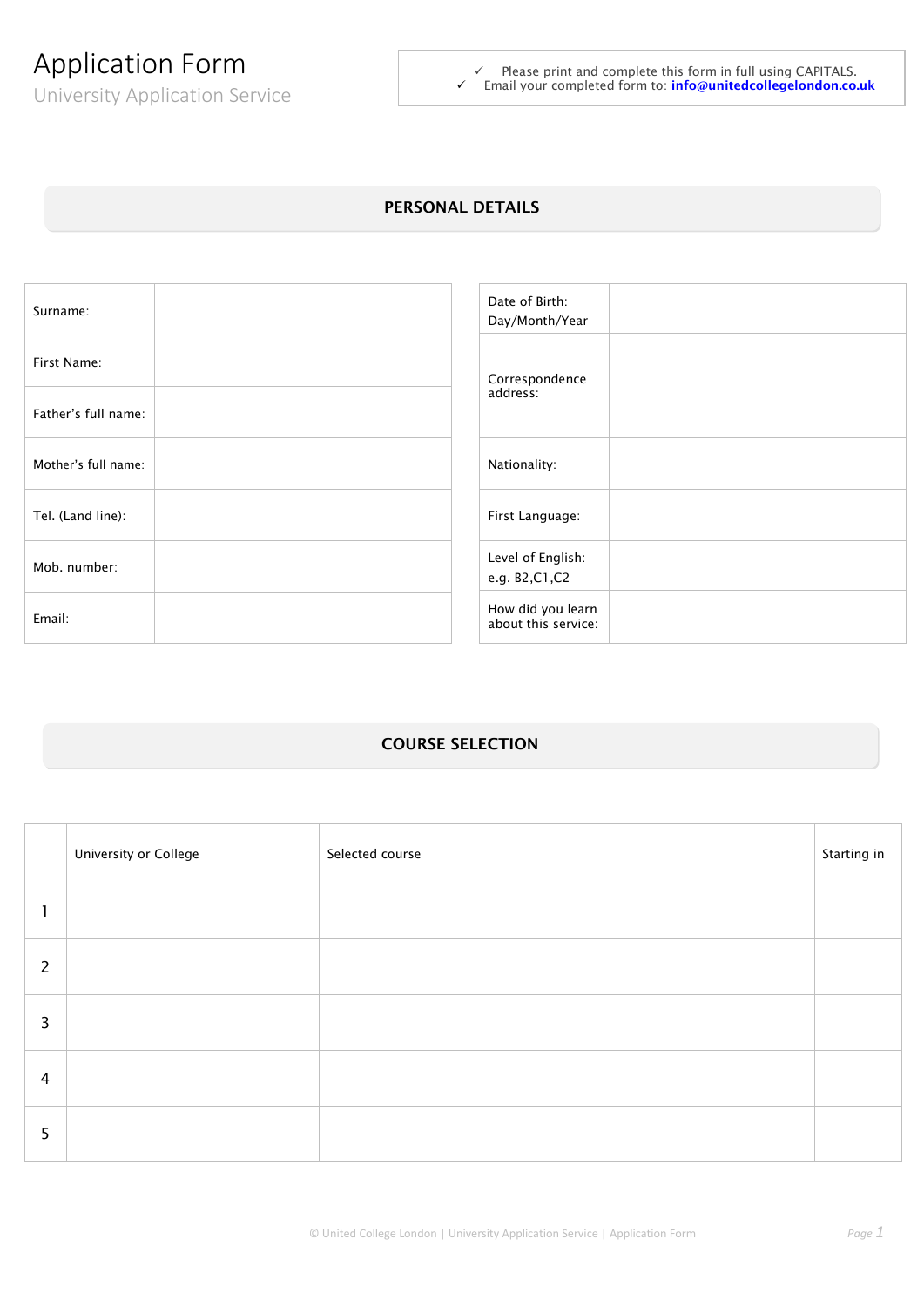# Application Form

University Application Service

- ✓ Please print and complete this form in full using CAPITALS.
- ✓ Email your completed form to: **info@unitedcollegelondon.co.uk**

## PERSONAL DETAILS

| | |
|---|---|
| Surname: | |
| First Name: | |
| Father's full name: | |
| Mother's full name: | |
| Tel. (Land line): | |
| Mob. number: | |
| Email: | |

| | |
|---|---|
| Date of Birth: Day/Month/Year | |
| Correspondence address: | |
| Nationality: | |
| First Language: | |
| Level of English: e.g. B2,C1,C2 | |
| How did you learn about this service: | |

## COURSE SELECTION

| | University or College | Selected course | Starting in |
|---|---|---|---|
| 1 | | | |
| 2 | | | |
| 3 | | | |
| 4 | | | |
| 5 | | | |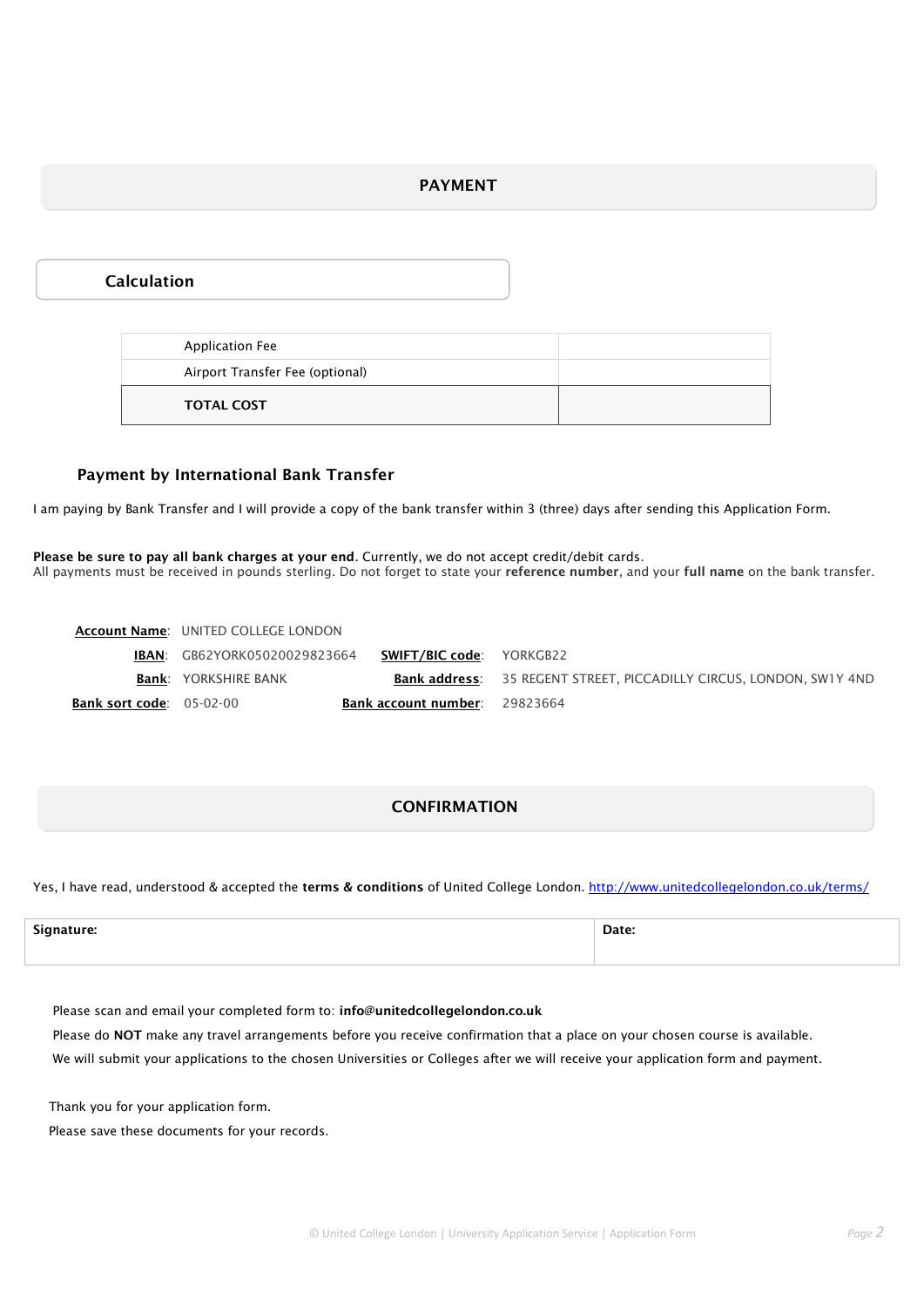## PAYMENT

### Calculation

| | |
|---|---|
| Application Fee | |
| Airport Transfer Fee (optional) | |
| **TOTAL COST** | |

### Payment by International Bank Transfer

I am paying by Bank Transfer and I will provide a copy of the bank transfer within 3 (three) days after sending this Application Form.

**Please be sure to pay all bank charges at your end**. Currently, we do not accept credit/debit cards.
All payments must be received in pounds sterling. Do not forget to state your **reference number**, and your **full name** on the bank transfer.

**Account Name**: UNITED COLLEGE LONDON
**IBAN**: GB62YORK05020029823664 **SWIFT/BIC code**: YORKGB22
**Bank**: YORKSHIRE BANK **Bank address**: 35 REGENT STREET, PICCADILLY CIRCUS, LONDON, SW1Y 4ND
**Bank sort code**: 05-02-00 **Bank account number**: 29823664

## CONFIRMATION

Yes, I have read, understood & accepted the **terms & conditions** of United College London. http://www.unitedcollegelondon.co.uk/terms/

| | |
|---|---|
| **Signature:** | **Date:** |

Please scan and email your completed form to: **info@unitedcollegelondon.co.uk**
Please do **NOT** make any travel arrangements before you receive confirmation that a place on your chosen course is available.
We will submit your applications to the chosen Universities or Colleges after we will receive your application form and payment.

Thank you for your application form.
Please save these documents for your records.